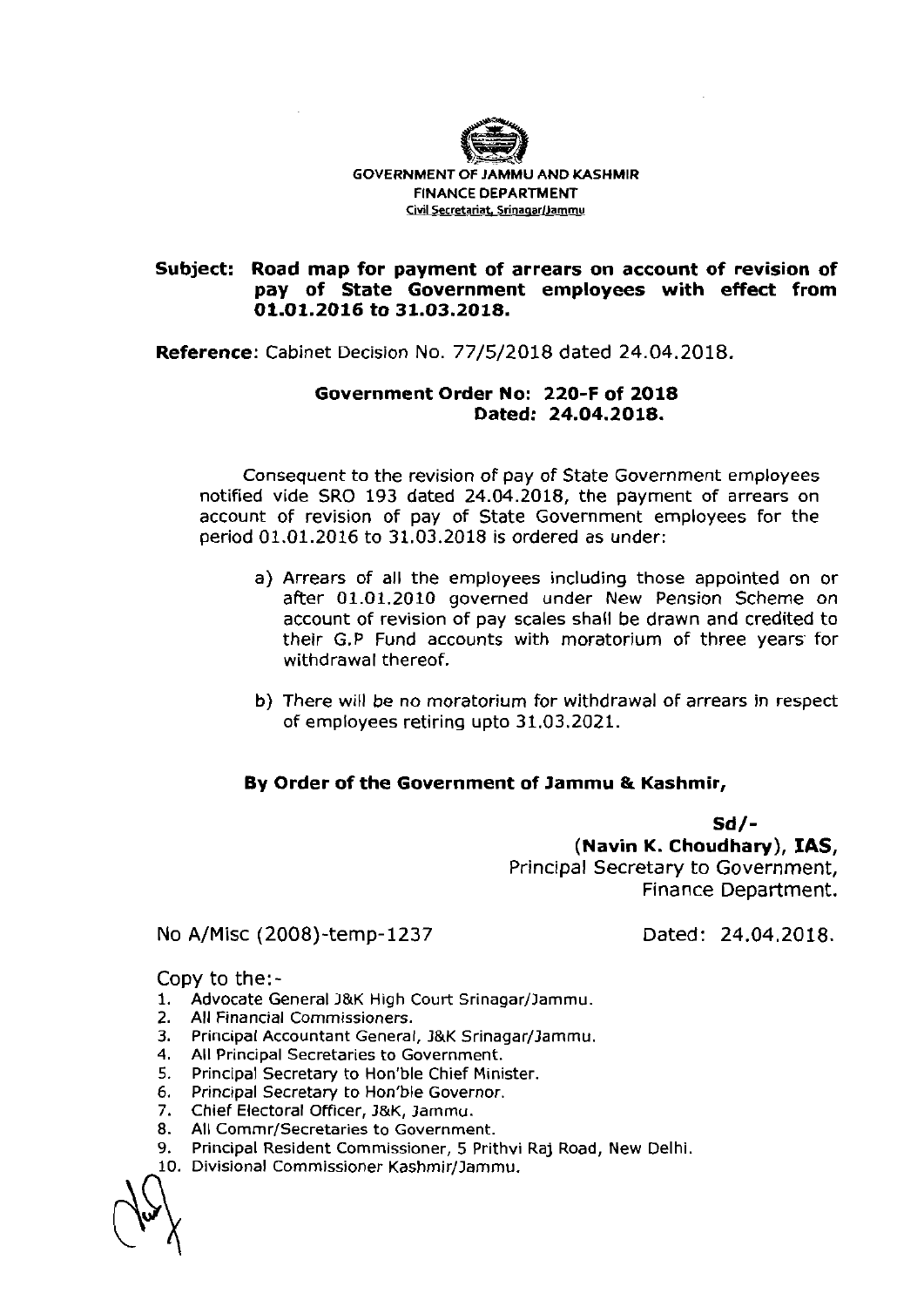GOVERNMENT OF JAMMU AND KASHMIR
FINANCE DEPARTMENT
Civil Secretariat, Srinagar/Jammu

**Subject: Road map for payment of arrears on account of revision of pay of State Government employees with effect from 01.01.2016 to 31.03.2018.**

**Reference**: Cabinet Decision No. 77/5/2018 dated 24.04.2018.

**Government Order No: 220-F of 2018**
**Dated: 24.04.2018.**

Consequent to the revision of pay of State Government employees notified vide SRO 193 dated 24.04.2018, the payment of arrears on account of revision of pay of State Government employees for the period 01.01.2016 to 31.03.2018 is ordered as under:

a) Arrears of all the employees including those appointed on or after 01.01.2010 governed under New Pension Scheme on account of revision of pay scales shall be drawn and credited to their G.P Fund accounts with moratorium of three years for withdrawal thereof.

b) There will be no moratorium for withdrawal of arrears in respect of employees retiring upto 31.03.2021.

**By Order of the Government of Jammu & Kashmir,**

**Sd/-**
**(Navin K. Choudhary), IAS,**
Principal Secretary to Government,
Finance Department.

No A/Misc (2008)-temp-1237 Dated: 24.04.2018.

Copy to the:-

1. Advocate General J&K High Court Srinagar/Jammu.
2. All Financial Commissioners.
3. Principal Accountant General, J&K Srinagar/Jammu.
4. All Principal Secretaries to Government.
5. Principal Secretary to Hon'ble Chief Minister.
6. Principal Secretary to Hon'ble Governor.
7. Chief Electoral Officer, J&K, Jammu.
8. All Commr/Secretaries to Government.
9. Principal Resident Commissioner, 5 Prithvi Raj Road, New Delhi.
10. Divisional Commissioner Kashmir/Jammu.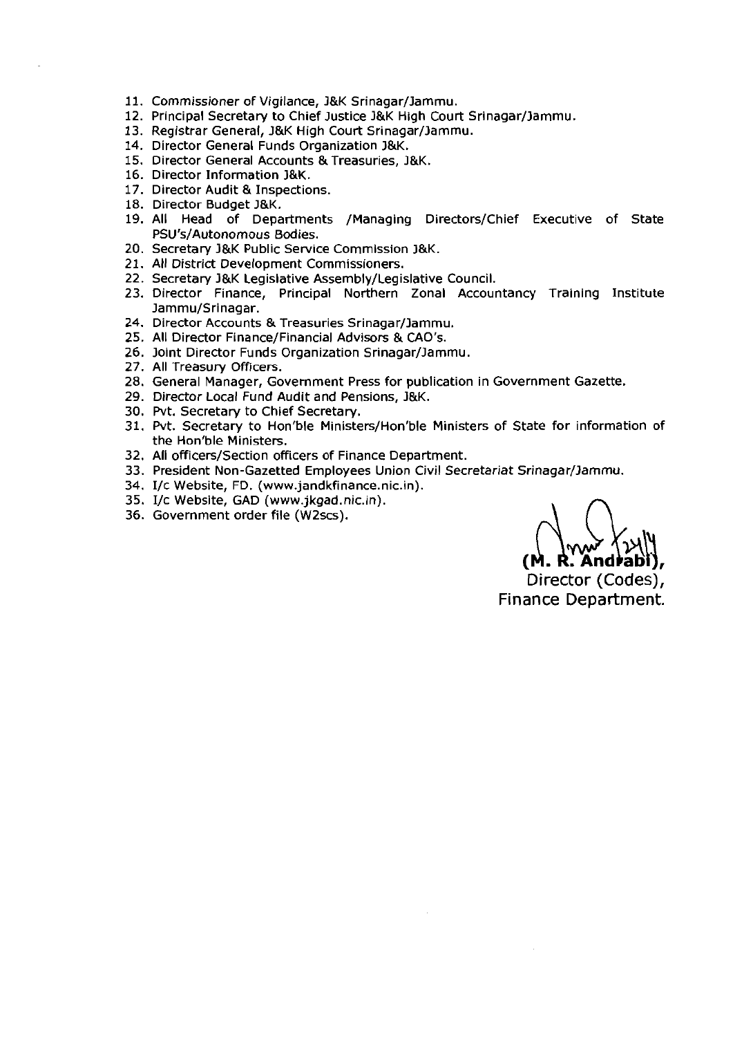11. Commissioner of Vigilance, J&K Srinagar/Jammu.
12. Principal Secretary to Chief Justice J&K High Court Srinagar/Jammu.
13. Registrar General, J&K High Court Srinagar/Jammu.
14. Director General Funds Organization J&K.
15. Director General Accounts & Treasuries, J&K.
16. Director Information J&K.
17. Director Audit & Inspections.
18. Director Budget J&K.
19. All Head of Departments /Managing Directors/Chief Executive of State PSU's/Autonomous Bodies.
20. Secretary J&K Public Service Commission J&K.
21. All District Development Commissioners.
22. Secretary J&K Legislative Assembly/Legislative Council.
23. Director Finance, Principal Northern Zonal Accountancy Training Institute Jammu/Srinagar.
24. Director Accounts & Treasuries Srinagar/Jammu.
25. All Director Finance/Financial Advisors & CAO's.
26. Joint Director Funds Organization Srinagar/Jammu.
27. All Treasury Officers.
28. General Manager, Government Press for publication in Government Gazette.
29. Director Local Fund Audit and Pensions, J&K.
30. Pvt. Secretary to Chief Secretary.
31. Pvt. Secretary to Hon'ble Ministers/Hon'ble Ministers of State for information of the Hon'ble Ministers.
32. All officers/Section officers of Finance Department.
33. President Non-Gazetted Employees Union Civil Secretariat Srinagar/Jammu.
34. I/c Website, FD. (www.jandkfinance.nic.in).
35. I/c Website, GAD (www.jkgad.nic.in).
36. Government order file (W2scs).

**(M. R. Andrabi),**
Director (Codes),
Finance Department.